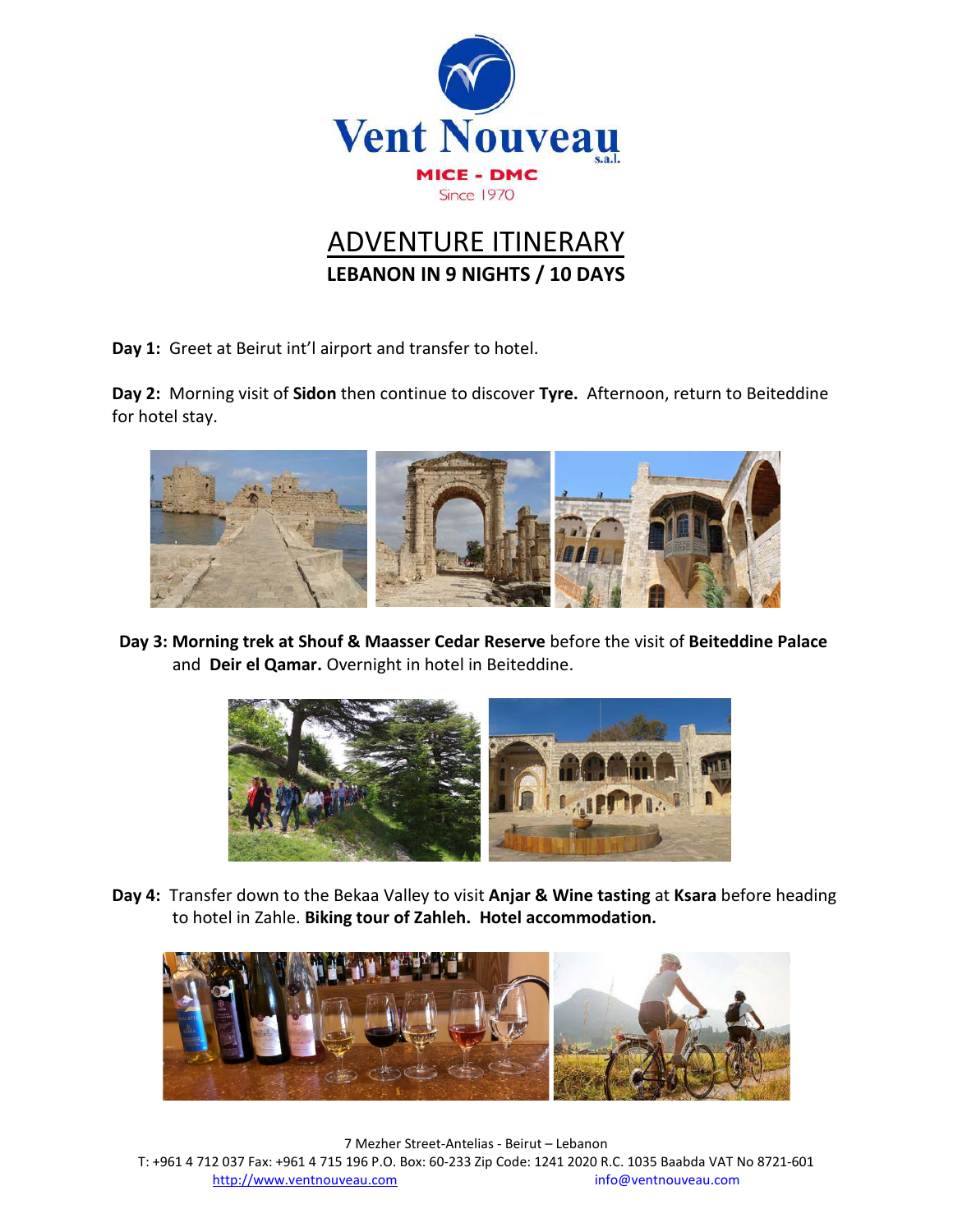Vent Nouveau s.a.l.

MICE - DMC

Since 1970

# ADVENTURE ITINERARY

## LEBANON IN 9 NIGHTS / 10 DAYS

**Day 1:** Greet at Beirut int'l airport and transfer to hotel.

**Day 2:** Morning visit of **Sidon** then continue to discover **Tyre.** Afternoon, return to Beiteddine for hotel stay.

**Day 3: Morning trek at Shouf & Maasser Cedar Reserve** before the visit of **Beiteddine Palace** and **Deir el Qamar.** Overnight in hotel in Beiteddine.

**Day 4:** Transfer down to the Bekaa Valley to visit **Anjar & Wine tasting** at **Ksara** before heading to hotel in Zahle. **Biking tour of Zahleh. Hotel accommodation.**

7 Mezher Street-Antelias - Beirut – Lebanon

T: +961 4 712 037 Fax: +961 4 715 196 P.O. Box: 60-233 Zip Code: 1241 2020 R.C. 1035 Baabda VAT No 8721-601

http://www.ventnouveau.com info@ventnouveau.com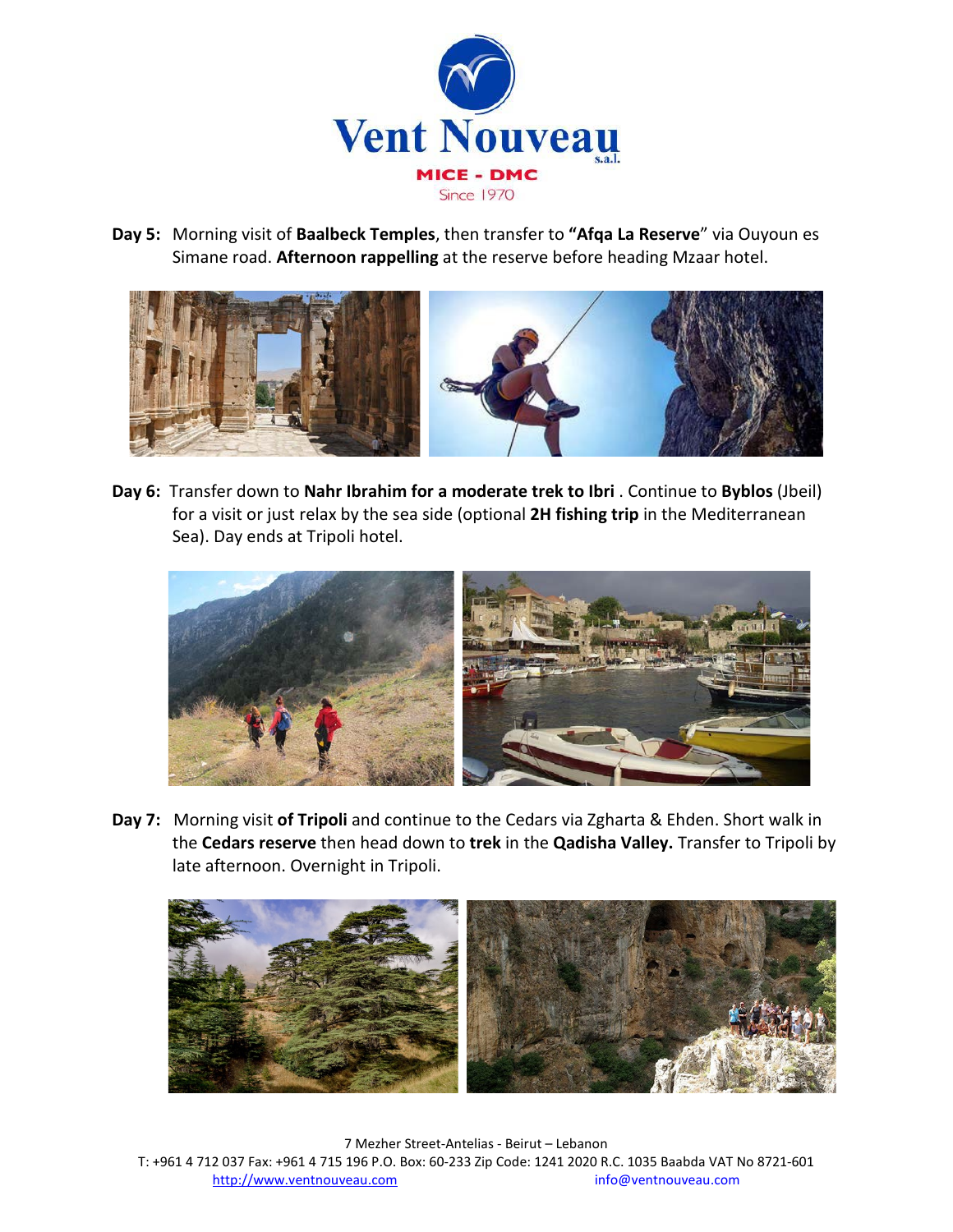**Day 5:** Morning visit of **Baalbeck Temples**, then transfer to **"Afqa La Reserve"** via Ouyoun es Simane road. **Afternoon rappelling** at the reserve before heading Mzaar hotel.

**Day 6:** Transfer down to **Nahr Ibrahim for a moderate trek to Ibri** . Continue to **Byblos** (Jbeil) for a visit or just relax by the sea side (optional **2H fishing trip** in the Mediterranean Sea). Day ends at Tripoli hotel.

**Day 7:** Morning visit **of Tripoli** and continue to the Cedars via Zgharta & Ehden. Short walk in the **Cedars reserve** then head down to **trek** in the **Qadisha Valley.** Transfer to Tripoli by late afternoon. Overnight in Tripoli.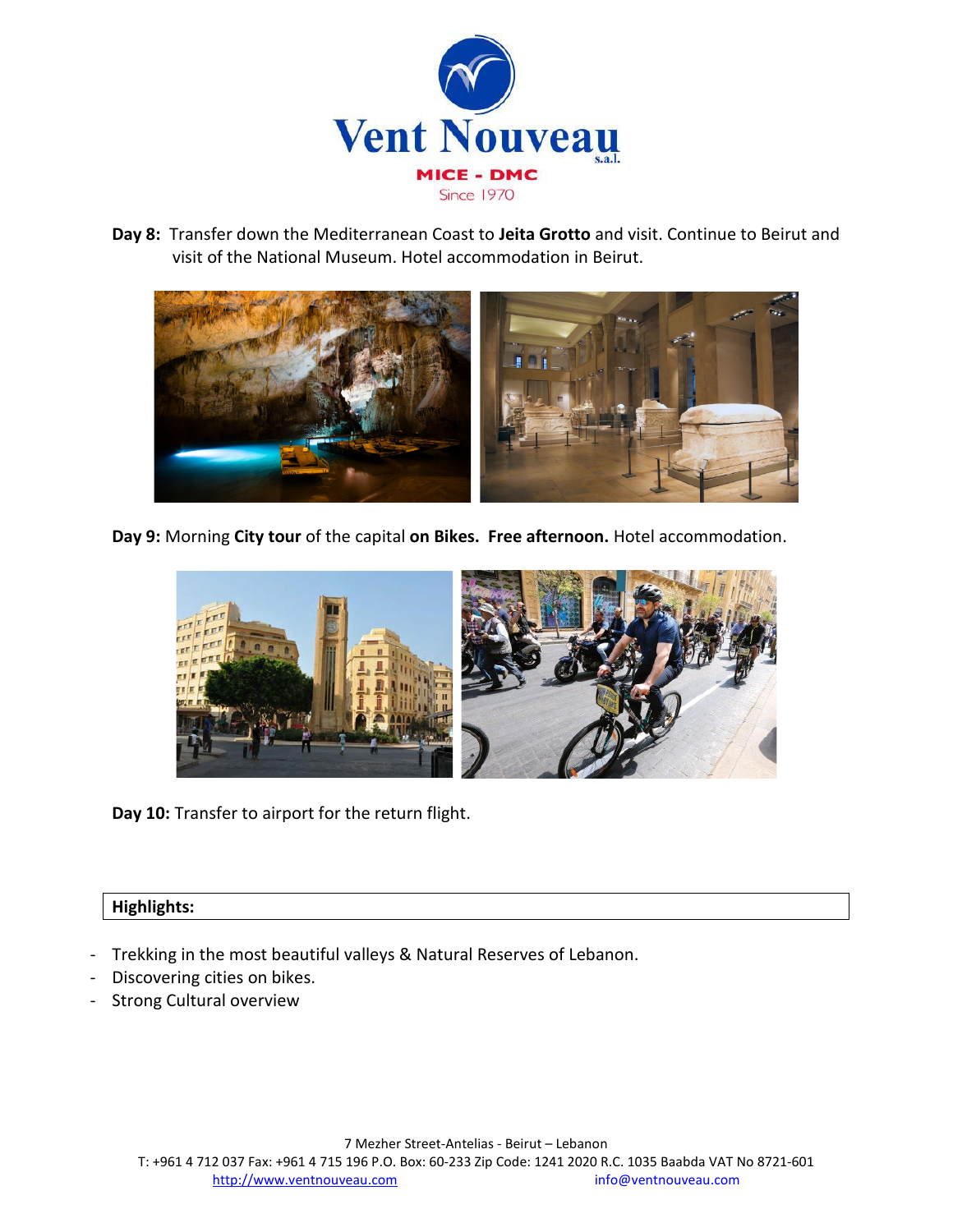**Day 8:** Transfer down the Mediterranean Coast to **Jeita Grotto** and visit. Continue to Beirut and visit of the National Museum. Hotel accommodation in Beirut.

**Day 9:** Morning **City tour** of the capital **on Bikes. Free afternoon.** Hotel accommodation.

**Day 10:** Transfer to airport for the return flight.

**Highlights:**

- Trekking in the most beautiful valleys & Natural Reserves of Lebanon.
- Discovering cities on bikes.
- Strong Cultural overview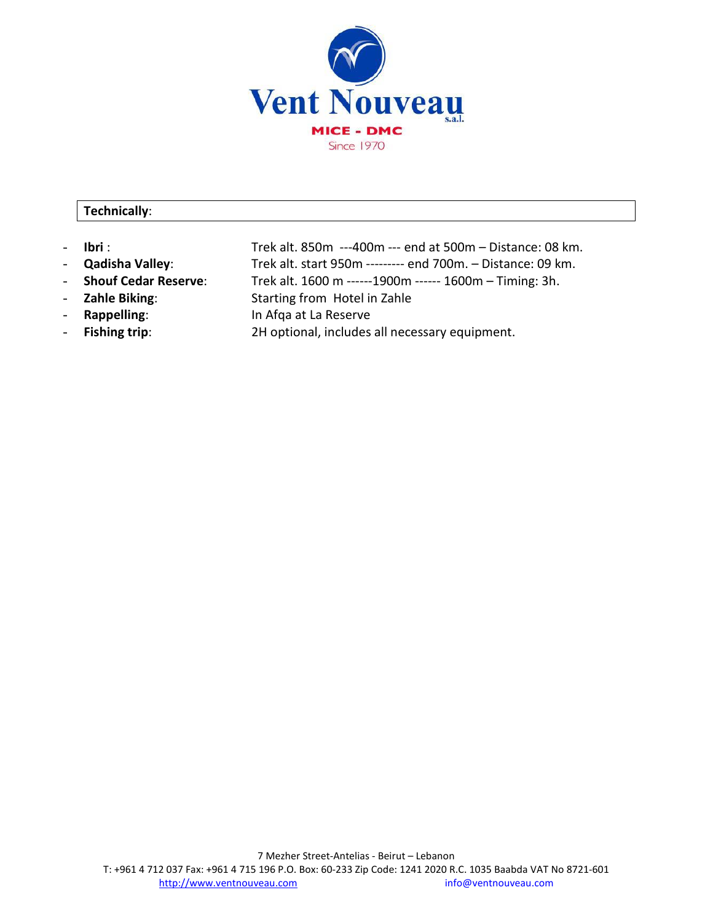**Technically**:

- **Ibri** : Trek alt. 850m ---400m --- end at 500m – Distance: 08 km.
- **Qadisha Valley**: Trek alt. start 950m --------- end 700m. – Distance: 09 km.
- **Shouf Cedar Reserve**: Trek alt. 1600 m ------1900m ------ 1600m – Timing: 3h.
- **Zahle Biking**: Starting from Hotel in Zahle
- **Rappelling**: In Afqa at La Reserve
- **Fishing trip**: 2H optional, includes all necessary equipment.